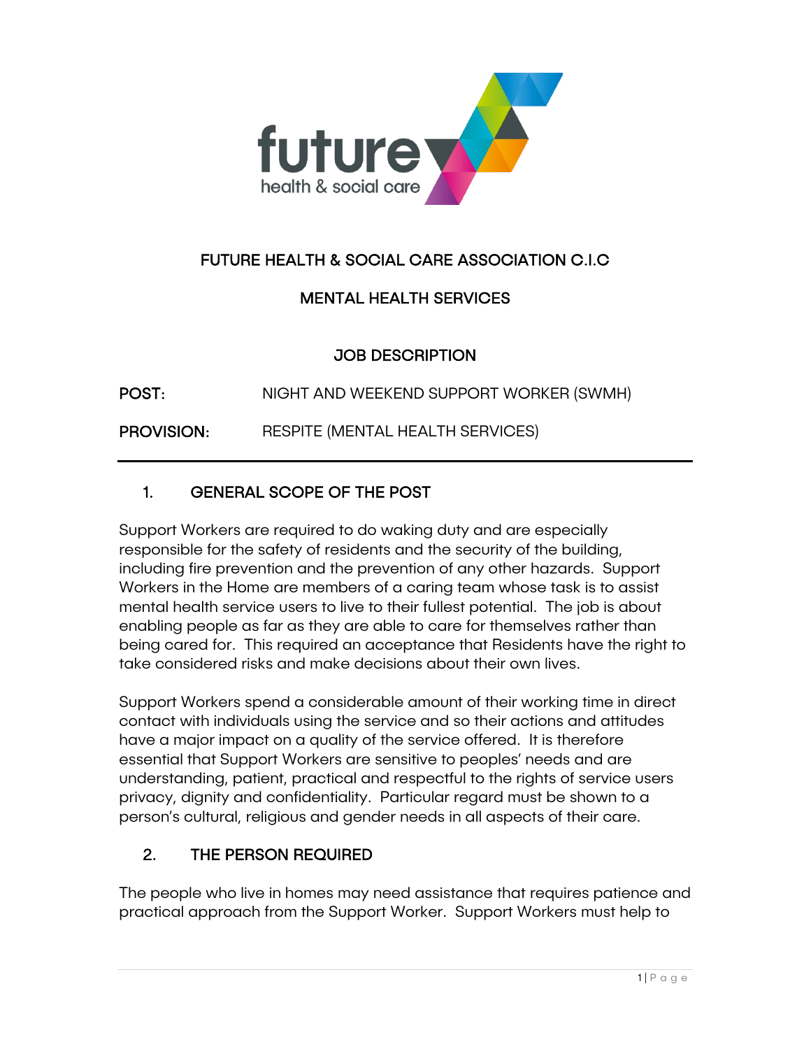# FUTURE HEALTH & SOCIAL CARE ASSOCIATION C.I.C

## MENTAL HEALTH SERVICES

## JOB DESCRIPTION

**POST:** NIGHT AND WEEKEND SUPPORT WORKER (SWMH)

**PROVISION:** RESPITE (MENTAL HEALTH SERVICES)

---

### 1. GENERAL SCOPE OF THE POST

Support Workers are required to do waking duty and are especially responsible for the safety of residents and the security of the building, including fire prevention and the prevention of any other hazards. Support Workers in the Home are members of a caring team whose task is to assist mental health service users to live to their fullest potential. The job is about enabling people as far as they are able to care for themselves rather than being cared for. This required an acceptance that Residents have the right to take considered risks and make decisions about their own lives.

Support Workers spend a considerable amount of their working time in direct contact with individuals using the service and so their actions and attitudes have a major impact on a quality of the service offered. It is therefore essential that Support Workers are sensitive to peoples' needs and are understanding, patient, practical and respectful to the rights of service users privacy, dignity and confidentiality. Particular regard must be shown to a person's cultural, religious and gender needs in all aspects of their care.

### 2. THE PERSON REQUIRED

The people who live in homes may need assistance that requires patience and practical approach from the Support Worker. Support Workers must help to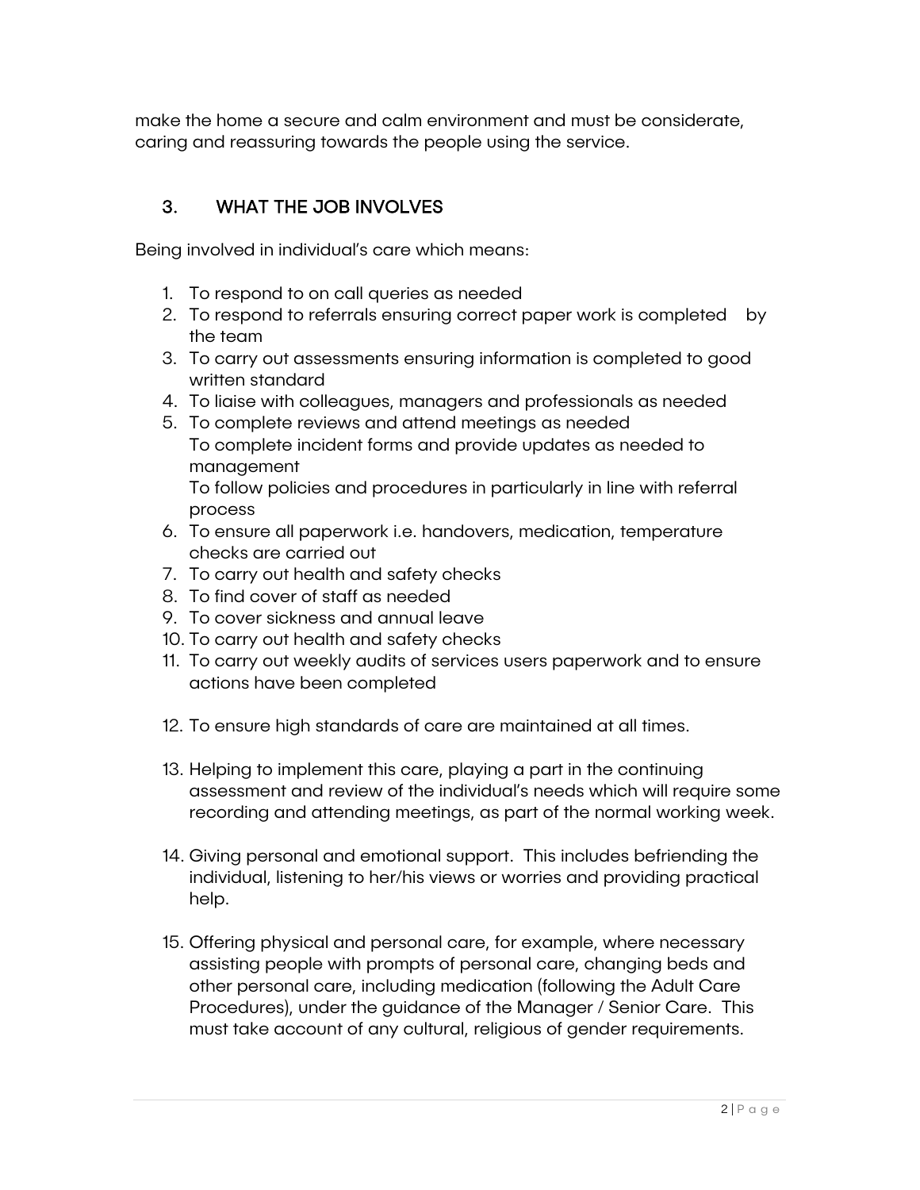make the home a secure and calm environment and must be considerate, caring and reassuring towards the people using the service.

## 3. WHAT THE JOB INVOLVES

Being involved in individual's care which means:

1. To respond to on call queries as needed
2. To respond to referrals ensuring correct paper work is completed by the team
3. To carry out assessments ensuring information is completed to good written standard
4. To liaise with colleagues, managers and professionals as needed
5. To complete reviews and attend meetings as needed
   To complete incident forms and provide updates as needed to management
   To follow policies and procedures in particularly in line with referral process
6. To ensure all paperwork i.e. handovers, medication, temperature checks are carried out
7. To carry out health and safety checks
8. To find cover of staff as needed
9. To cover sickness and annual leave
10. To carry out health and safety checks
11. To carry out weekly audits of services users paperwork and to ensure actions have been completed
12. To ensure high standards of care are maintained at all times.
13. Helping to implement this care, playing a part in the continuing assessment and review of the individual's needs which will require some recording and attending meetings, as part of the normal working week.
14. Giving personal and emotional support. This includes befriending the individual, listening to her/his views or worries and providing practical help.
15. Offering physical and personal care, for example, where necessary assisting people with prompts of personal care, changing beds and other personal care, including medication (following the Adult Care Procedures), under the guidance of the Manager / Senior Care. This must take account of any cultural, religious of gender requirements.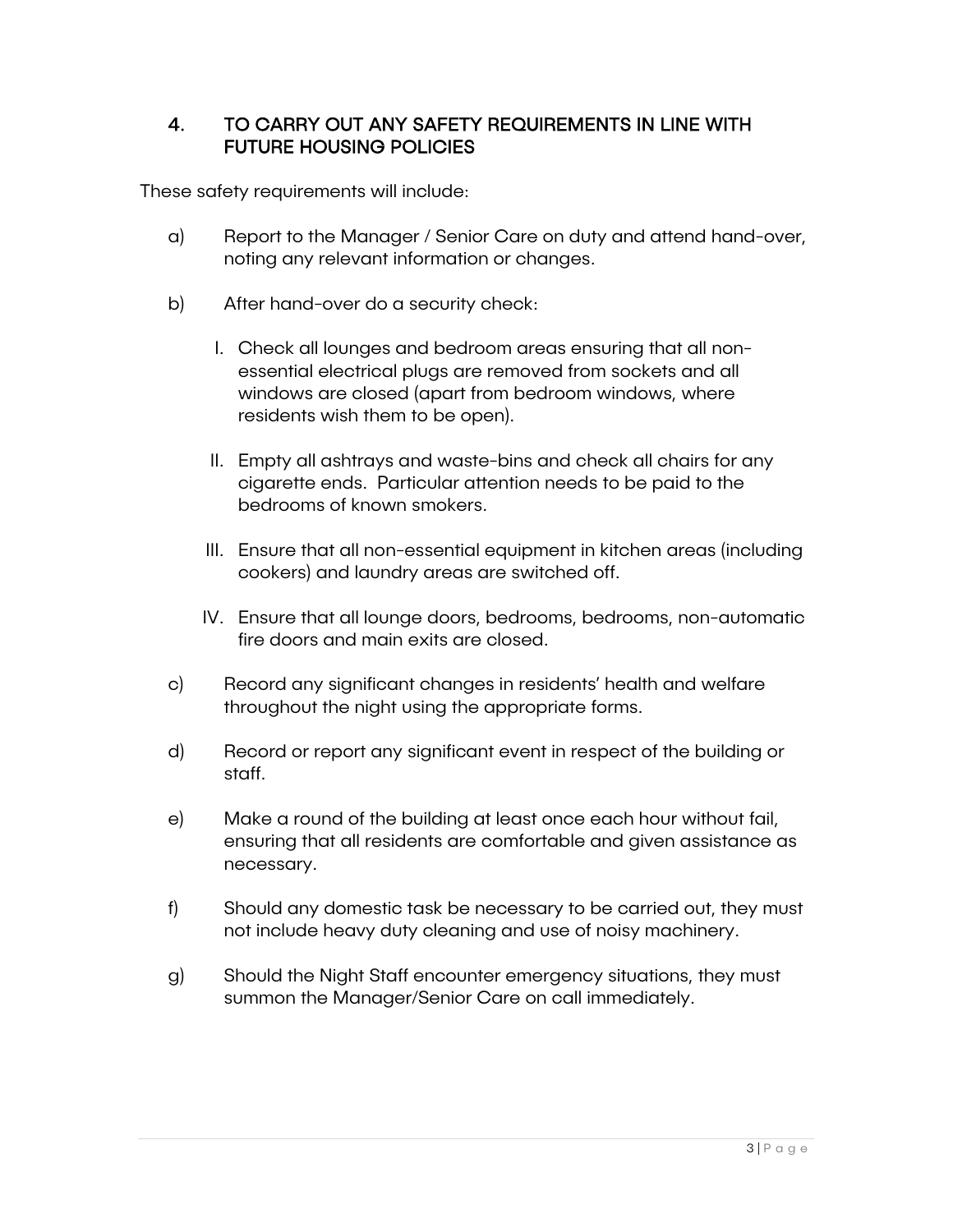## 4. TO CARRY OUT ANY SAFETY REQUIREMENTS IN LINE WITH FUTURE HOUSING POLICIES

These safety requirements will include:

a) Report to the Manager / Senior Care on duty and attend hand-over, noting any relevant information or changes.

b) After hand-over do a security check:

   I. Check all lounges and bedroom areas ensuring that all non-essential electrical plugs are removed from sockets and all windows are closed (apart from bedroom windows, where residents wish them to be open).

   II. Empty all ashtrays and waste-bins and check all chairs for any cigarette ends. Particular attention needs to be paid to the bedrooms of known smokers.

   III. Ensure that all non-essential equipment in kitchen areas (including cookers) and laundry areas are switched off.

   IV. Ensure that all lounge doors, bedrooms, bedrooms, non-automatic fire doors and main exits are closed.

c) Record any significant changes in residents' health and welfare throughout the night using the appropriate forms.

d) Record or report any significant event in respect of the building or staff.

e) Make a round of the building at least once each hour without fail, ensuring that all residents are comfortable and given assistance as necessary.

f) Should any domestic task be necessary to be carried out, they must not include heavy duty cleaning and use of noisy machinery.

g) Should the Night Staff encounter emergency situations, they must summon the Manager/Senior Care on call immediately.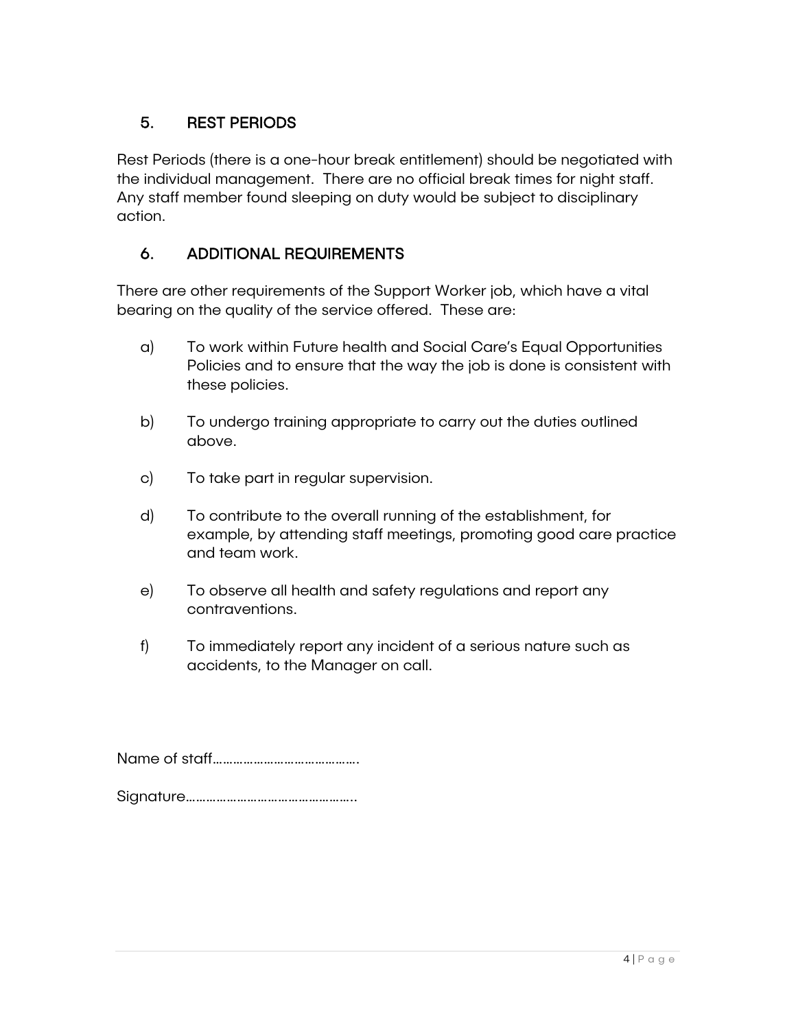## 5. REST PERIODS

Rest Periods (there is a one-hour break entitlement) should be negotiated with the individual management. There are no official break times for night staff. Any staff member found sleeping on duty would be subject to disciplinary action.

## 6. ADDITIONAL REQUIREMENTS

There are other requirements of the Support Worker job, which have a vital bearing on the quality of the service offered. These are:

a) To work within Future health and Social Care's Equal Opportunities Policies and to ensure that the way the job is done is consistent with these policies.

b) To undergo training appropriate to carry out the duties outlined above.

c) To take part in regular supervision.

d) To contribute to the overall running of the establishment, for example, by attending staff meetings, promoting good care practice and team work.

e) To observe all health and safety regulations and report any contraventions.

f) To immediately report any incident of a serious nature such as accidents, to the Manager on call.

Name of staff…………………………………….

Signature…………………………………………..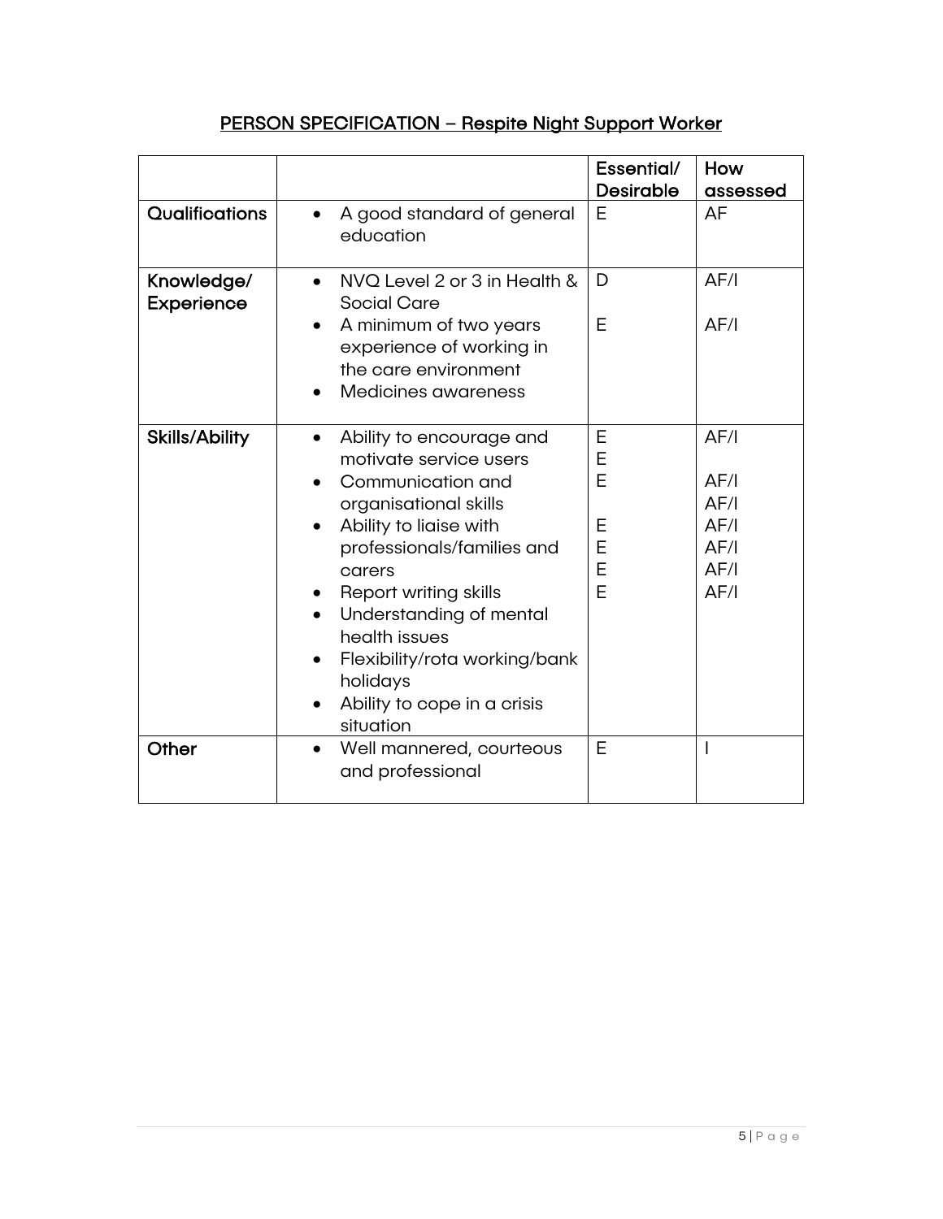# PERSON SPECIFICATION – Respite Night Support Worker

| | | Essential/ Desirable | How assessed |
|---|---|---|---|
| **Qualifications** | • A good standard of general education | E | AF |
| **Knowledge/ Experience** | • NVQ Level 2 or 3 in Health & Social Care | D | AF/I |
| | • A minimum of two years experience of working in the care environment | E | AF/I |
| | • Medicines awareness | | |
| **Skills/Ability** | • Ability to encourage and motivate service users | E | AF/I |
| | • Communication and organisational skills | E | AF/I |
| | • Ability to liaise with professionals/families and carers | E | AF/I |
| | • Report writing skills | E | AF/I |
| | • Understanding of mental health issues | E | AF/I |
| | • Flexibility/rota working/bank holidays | E | AF/I |
| | • Ability to cope in a crisis situation | E | AF/I |
| **Other** | • Well mannered, courteous and professional | E | I |